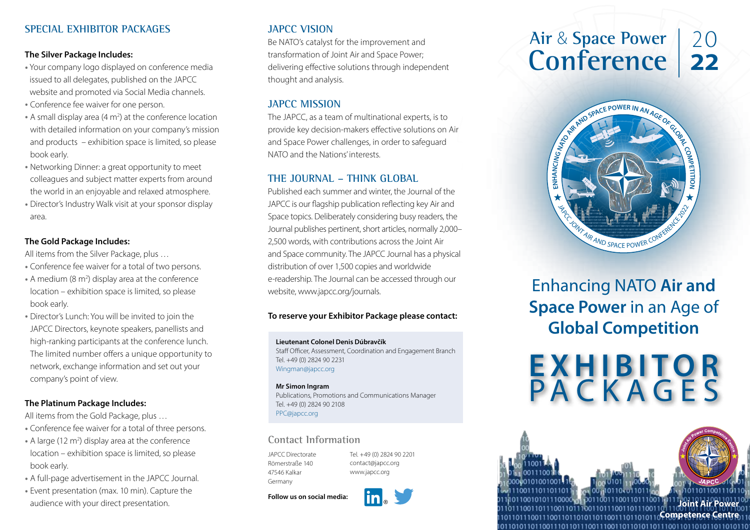## SPECIAL EXHIBITOR PACKAGES

### The Silver Package Includes:

- Your company logo displayed on conference media issued to all delegates, published on the JAPCC website and promoted via Social Media channels.
- Conference fee waiver for one person.
- A small display area (4 $m^2$) at the conference location with detailed information on your company's mission and products – exhibition space is limited, so please book early.
- Networking Dinner: a great opportunity to meet colleagues and subject matter experts from around the world in an enjoyable and relaxed atmosphere.
- Director's Industry Walk visit at your sponsor display area.

### The Gold Package Includes:

All items from the Silver Package, plus …

- Conference fee waiver for a total of two persons.
- A medium (8 $m^2$) display area at the conference location – exhibition space is limited, so please book early.
- Director's Lunch: You will be invited to join the JAPCC Directors, keynote speakers, panellists and high-ranking participants at the conference lunch. The limited number offers a unique opportunity to network, exchange information and set out your company's point of view.

### The Platinum Package Includes:

All items from the Gold Package, plus …

- Conference fee waiver for a total of three persons.
- A large (12 $m^2$) display area at the conference location – exhibition space is limited, so please book early.
- A full-page advertisement in the JAPCC Journal.
- Event presentation (max. 10 min). Capture the audience with your direct presentation.

## JAPCC VISION

Be NATO's catalyst for the improvement and transformation of Joint Air and Space Power; delivering effective solutions through independent thought and analysis.

## JAPCC MISSION

The JAPCC, as a team of multinational experts, is to provide key decision-makers effective solutions on Air and Space Power challenges, in order to safeguard NATO and the Nations' interests.

## THE JOURNAL – THINK GLOBAL

Published each summer and winter, the Journal of the JAPCC is our flagship publication reflecting key Air and Space topics. Deliberately considering busy readers, the Journal publishes pertinent, short articles, normally 2,000–2,500 words, with contributions across the Joint Air and Space community. The JAPCC Journal has a physical distribution of over 1,500 copies and worldwide e-readership. The Journal can be accessed through our website, www.japcc.org/journals.

**To reserve your Exhibitor Package please contact:**

**Lieutenant Colonel Denis Dúbravčík**
Staff Officer, Assessment, Coordination and Engagement Branch
Tel. +49 (0) 2824 90 2231
Wingman@japcc.org

**Mr Simon Ingram**
Publications, Promotions and Communications Manager
Tel. +49 (0) 2824 90 2108
PPC@japcc.org

## Contact Information

JAPCC Directorate
Römerstraße 140
47546 Kalkar
Germany

Tel. +49 (0) 2824 90 2201
contact@japcc.org
www.japcc.org

**Follow us on social media:**

# Air & Space Power Conference 2022

Enhancing NATO **Air and Space Power** in an Age of **Global Competition**

# EXHIBITOR PACKAGES

Joint Air Power Competence Centre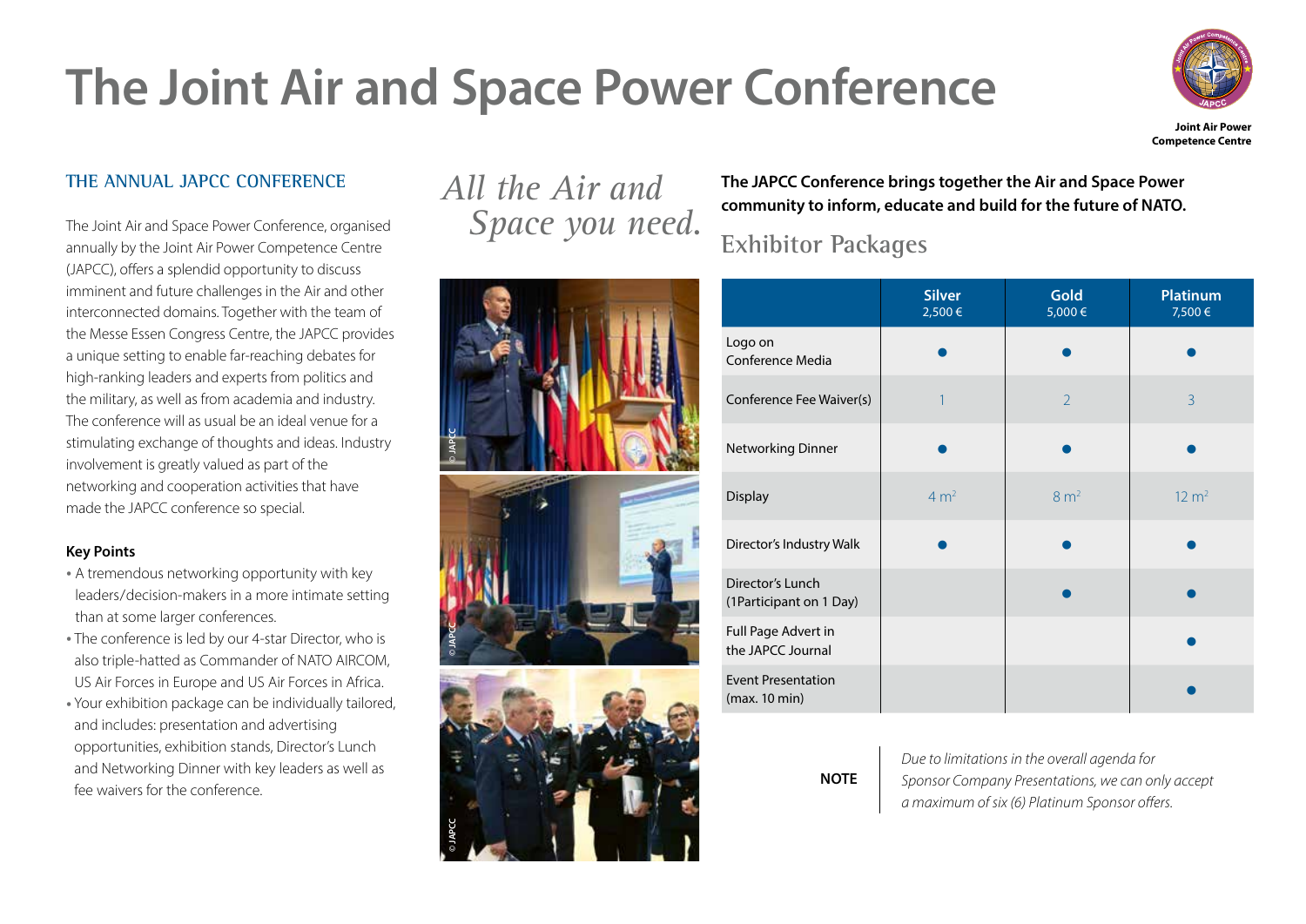# The Joint Air and Space Power Conference

Joint Air Power Competence Centre

## THE ANNUAL JAPCC CONFERENCE

The Joint Air and Space Power Conference, organised annually by the Joint Air Power Competence Centre (JAPCC), offers a splendid opportunity to discuss imminent and future challenges in the Air and other interconnected domains. Together with the team of the Messe Essen Congress Centre, the JAPCC provides a unique setting to enable far-reaching debates for high-ranking leaders and experts from politics and the military, as well as from academia and industry. The conference will as usual be an ideal venue for a stimulating exchange of thoughts and ideas. Industry involvement is greatly valued as part of the networking and cooperation activities that have made the JAPCC conference so special.

**Key Points**

- A tremendous networking opportunity with key leaders/decision-makers in a more intimate setting than at some larger conferences.
- The conference is led by our 4-star Director, who is also triple-hatted as Commander of NATO AIRCOM, US Air Forces in Europe and US Air Forces in Africa.
- Your exhibition package can be individually tailored, and includes: presentation and advertising opportunities, exhibition stands, Director's Lunch and Networking Dinner with key leaders as well as fee waivers for the conference.

*All the Air and Space you need.*

© JAPCC

© JAPCC

© JAPCC

**The JAPCC Conference brings together the Air and Space Power community to inform, educate and build for the future of NATO.**

## Exhibitor Packages

| | Silver 2,500 € | Gold 5,000 € | Platinum 7,500 € |
|---|---|---|---|
| Logo on Conference Media | ● | ● | ● |
| Conference Fee Waiver(s) | 1 | 2 | 3 |
| Networking Dinner | ● | ● | ● |
| Display | 4 $m^2$ | 8 $m^2$ | 12 $m^2$ |
| Director's Industry Walk | ● | ● | ● |
| Director's Lunch (1Participant on 1 Day) | | ● | ● |
| Full Page Advert in the JAPCC Journal | | | ● |
| Event Presentation (max. 10 min) | | | ● |

**NOTE**

*Due to limitations in the overall agenda for Sponsor Company Presentations, we can only accept a maximum of six (6) Platinum Sponsor offers.*